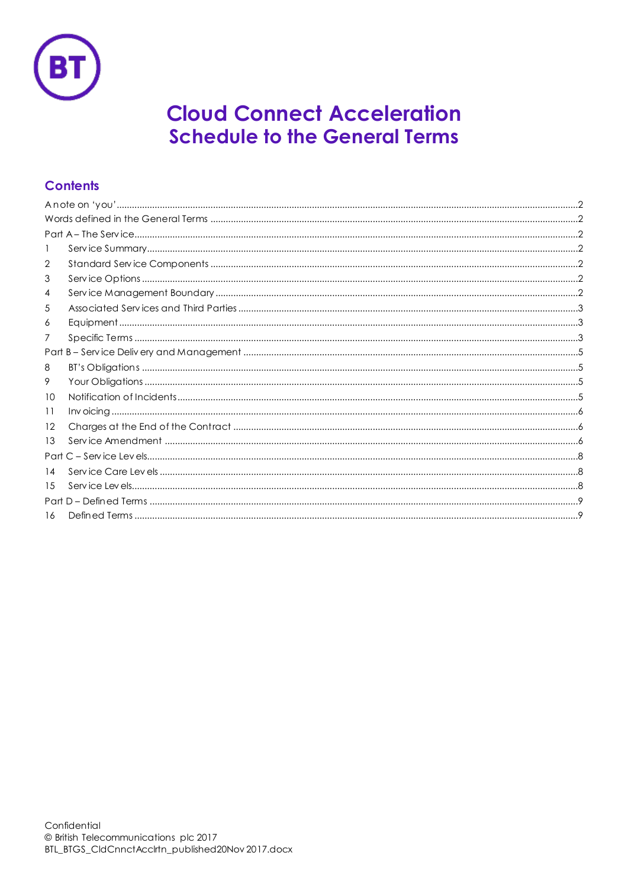# Cloud Connect Acceleration
## Schedule to the General Terms

## Contents

A note on 'you'.....2
Words defined in the General Terms.....2
Part A – The Service.....2
1 Service Summary.....2
2 Standard Service Components.....2
3 Service Options.....2
4 Service Management Boundary.....2
5 Associated Services and Third Parties.....3
6 Equipment.....3
7 Specific Terms.....3
Part B – Service Delivery and Management.....5
8 BT's Obligations.....5
9 Your Obligations.....5
10 Notification of Incidents.....5
11 Invoicing.....6
12 Charges at the End of the Contract.....6
13 Service Amendment.....6
Part C – Service Levels.....8
14 Service Care Levels.....8
15 Service Levels.....8
Part D – Defined Terms.....9
16 Defined Terms.....9

Confidential
© British Telecommunications plc 2017
BTL_BTGS_CldCnnctAcclrtn_published20Nov2017.docx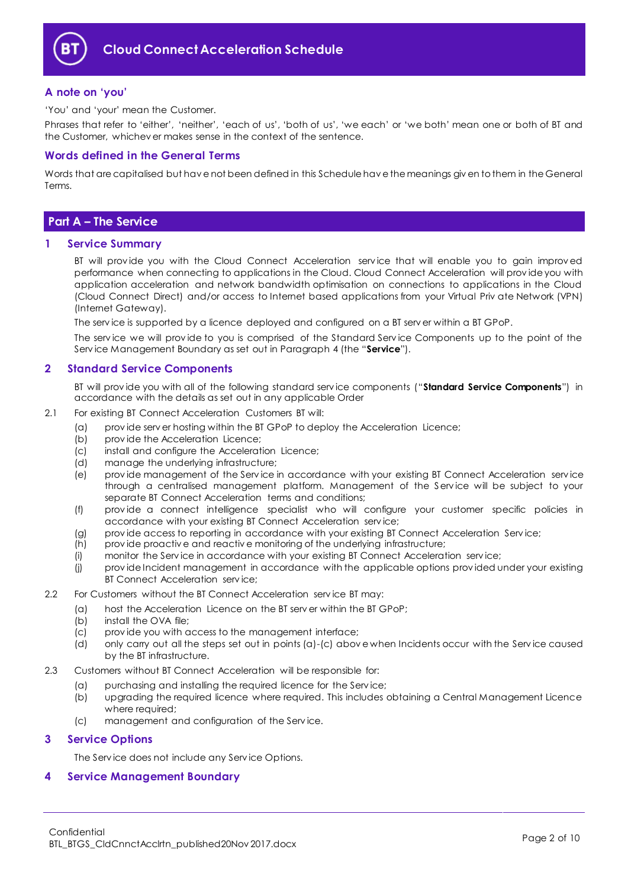# Cloud Connect Acceleration Schedule

## A note on 'you'

'You' and 'your' mean the Customer.

Phrases that refer to 'either', 'neither', 'each of us', 'both of us', 'we each' or 'we both' mean one or both of BT and the Customer, whichever makes sense in the context of the sentence.

## Words defined in the General Terms

Words that are capitalised but have not been defined in this Schedule have the meanings given to them in the General Terms.

# Part A – The Service

## 1 Service Summary

BT will provide you with the Cloud Connect Acceleration service that will enable you to gain improved performance when connecting to applications in the Cloud. Cloud Connect Acceleration will provide you with application acceleration and network bandwidth optimisation on connections to applications in the Cloud (Cloud Connect Direct) and/or access to Internet based applications from your Virtual Private Network (VPN) (Internet Gateway).

The service is supported by a licence deployed and configured on a BT server within a BT GPoP.

The service we will provide to you is comprised of the Standard Service Components up to the point of the Service Management Boundary as set out in Paragraph 4 (the "**Service**").

## 2 Standard Service Components

BT will provide you with all of the following standard service components ("**Standard Service Components**") in accordance with the details as set out in any applicable Order

2.1 For existing BT Connect Acceleration Customers BT will:

- (a) provide server hosting within the BT GPoP to deploy the Acceleration Licence;
- (b) provide the Acceleration Licence;
- (c) install and configure the Acceleration Licence;
- (d) manage the underlying infrastructure;
- (e) provide management of the Service in accordance with your existing BT Connect Acceleration service through a centralised management platform. Management of the Service will be subject to your separate BT Connect Acceleration terms and conditions;
- (f) provide a connect intelligence specialist who will configure your customer specific policies in accordance with your existing BT Connect Acceleration service;
- (g) provide access to reporting in accordance with your existing BT Connect Acceleration Service;
- (h) provide proactive and reactive monitoring of the underlying infrastructure;
- (i) monitor the Service in accordance with your existing BT Connect Acceleration service;
- (j) provide Incident management in accordance with the applicable options provided under your existing BT Connect Acceleration service;

2.2 For Customers without the BT Connect Acceleration service BT may:

- (a) host the Acceleration Licence on the BT server within the BT GPoP;
- (b) install the OVA file;
- (c) provide you with access to the management interface;
- (d) only carry out all the steps set out in points (a)-(c) above when Incidents occur with the Service caused by the BT infrastructure.

2.3 Customers without BT Connect Acceleration will be responsible for:

- (a) purchasing and installing the required licence for the Service;
- (b) upgrading the required licence where required. This includes obtaining a Central Management Licence where required;
- (c) management and configuration of the Service.

## 3 Service Options

The Service does not include any Service Options.

## 4 Service Management Boundary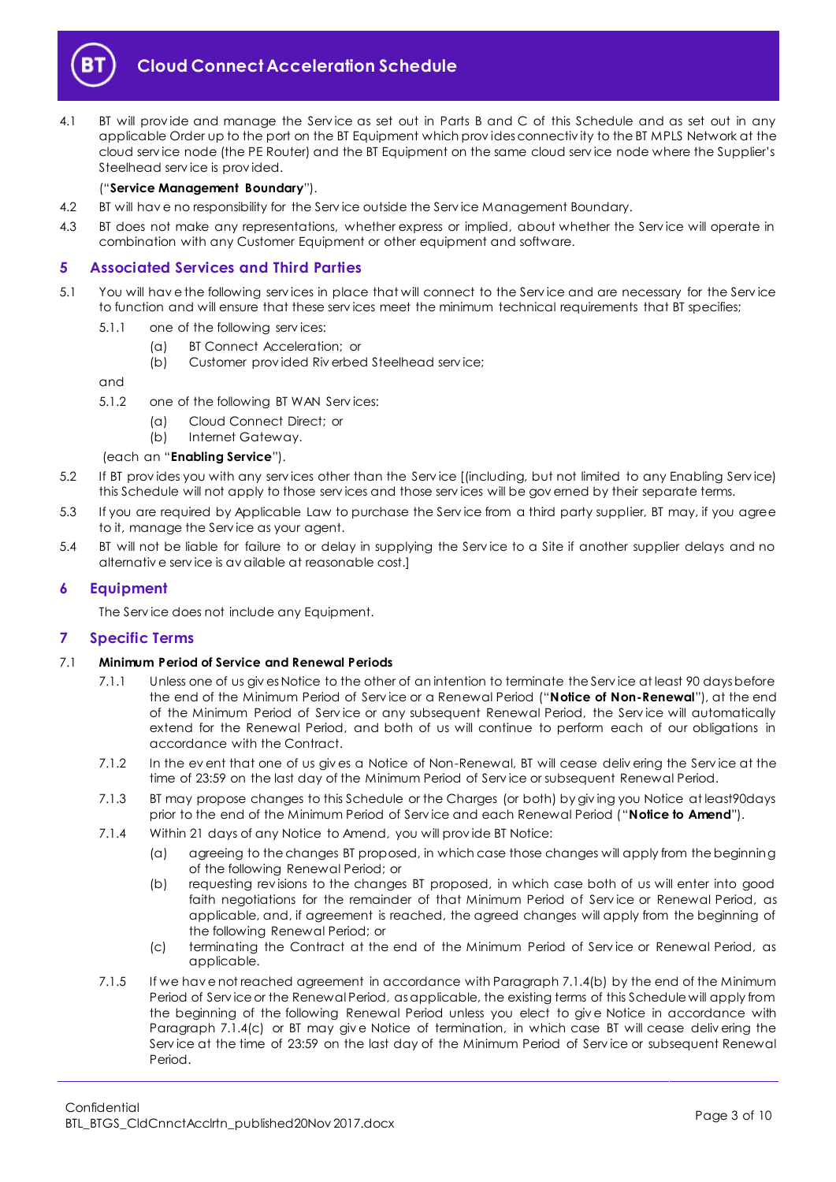4.1 BT will provide and manage the Service as set out in Parts B and C of this Schedule and as set out in any applicable Order up to the port on the BT Equipment which provides connectivity to the BT MPLS Network at the cloud service node (the PE Router) and the BT Equipment on the same cloud service node where the Supplier's Steelhead service is provided.

("**Service Management Boundary**").

4.2 BT will have no responsibility for the Service outside the Service Management Boundary.

4.3 BT does not make any representations, whether express or implied, about whether the Service will operate in combination with any Customer Equipment or other equipment and software.

## 5 Associated Services and Third Parties

5.1 You will have the following services in place that will connect to the Service and are necessary for the Service to function and will ensure that these services meet the minimum technical requirements that BT specifies;

5.1.1 one of the following services:

(a) BT Connect Acceleration; or

(b) Customer provided Riverbed Steelhead service;

and

5.1.2 one of the following BT WAN Services:

(a) Cloud Connect Direct; or

(b) Internet Gateway.

(each an "**Enabling Service**").

5.2 If BT provides you with any services other than the Service [(including, but not limited to any Enabling Service) this Schedule will not apply to those services and those services will be governed by their separate terms.

5.3 If you are required by Applicable Law to purchase the Service from a third party supplier, BT may, if you agree to it, manage the Service as your agent.

5.4 BT will not be liable for failure to or delay in supplying the Service to a Site if another supplier delays and no alternative service is available at reasonable cost.]

## 6 Equipment

The Service does not include any Equipment.

## 7 Specific Terms

### 7.1 Minimum Period of Service and Renewal Periods

7.1.1 Unless one of us gives Notice to the other of an intention to terminate the Service at least 90 days before the end of the Minimum Period of Service or a Renewal Period ("**Notice of Non-Renewal**"), at the end of the Minimum Period of Service or any subsequent Renewal Period, the Service will automatically extend for the Renewal Period, and both of us will continue to perform each of our obligations in accordance with the Contract.

7.1.2 In the event that one of us gives a Notice of Non-Renewal, BT will cease delivering the Service at the time of 23:59 on the last day of the Minimum Period of Service or subsequent Renewal Period.

7.1.3 BT may propose changes to this Schedule or the Charges (or both) by giving you Notice at least90days prior to the end of the Minimum Period of Service and each Renewal Period ("**Notice to Amend**").

7.1.4 Within 21 days of any Notice to Amend, you will provide BT Notice:

(a) agreeing to the changes BT proposed, in which case those changes will apply from the beginning of the following Renewal Period; or

(b) requesting revisions to the changes BT proposed, in which case both of us will enter into good faith negotiations for the remainder of that Minimum Period of Service or Renewal Period, as applicable, and, if agreement is reached, the agreed changes will apply from the beginning of the following Renewal Period; or

(c) terminating the Contract at the end of the Minimum Period of Service or Renewal Period, as applicable.

7.1.5 If we have not reached agreement in accordance with Paragraph 7.1.4(b) by the end of the Minimum Period of Service or the Renewal Period, as applicable, the existing terms of this Schedule will apply from the beginning of the following Renewal Period unless you elect to give Notice in accordance with Paragraph 7.1.4(c) or BT may give Notice of termination, in which case BT will cease delivering the Service at the time of 23:59 on the last day of the Minimum Period of Service or subsequent Renewal Period.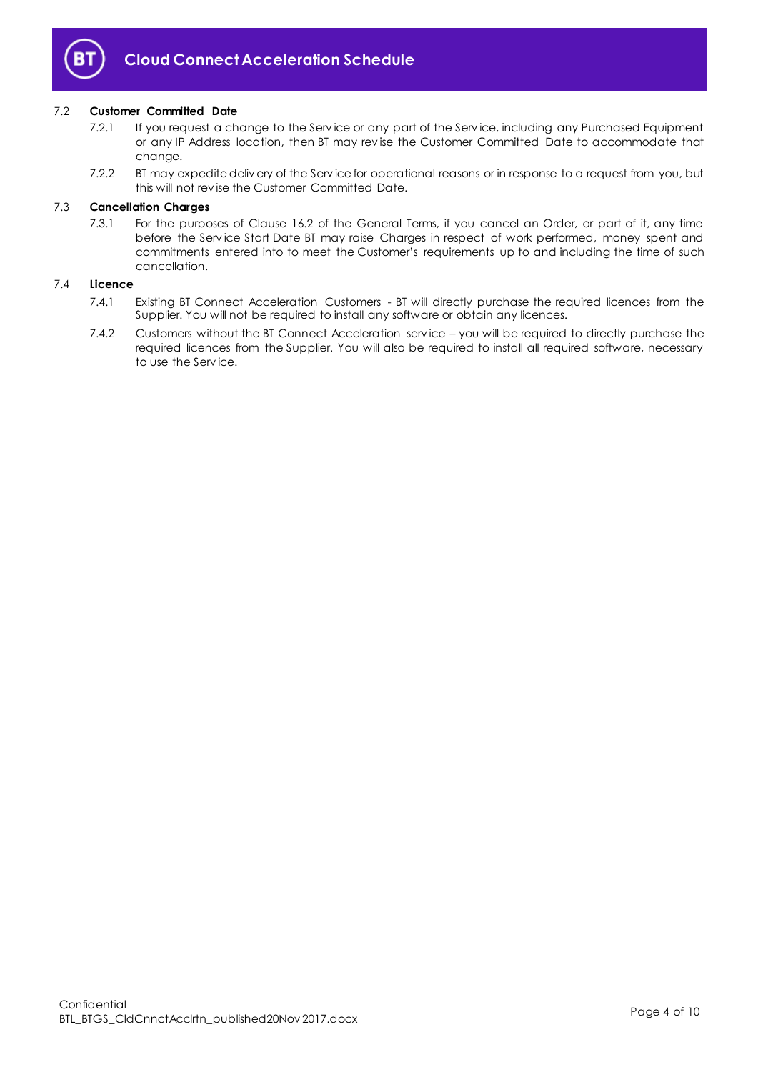### 7.2 Customer Committed Date

7.2.1 If you request a change to the Service or any part of the Service, including any Purchased Equipment or any IP Address location, then BT may revise the Customer Committed Date to accommodate that change.

7.2.2 BT may expedite delivery of the Service for operational reasons or in response to a request from you, but this will not revise the Customer Committed Date.

### 7.3 Cancellation Charges

7.3.1 For the purposes of Clause 16.2 of the General Terms, if you cancel an Order, or part of it, any time before the Service Start Date BT may raise Charges in respect of work performed, money spent and commitments entered into to meet the Customer's requirements up to and including the time of such cancellation.

### 7.4 Licence

7.4.1 Existing BT Connect Acceleration Customers - BT will directly purchase the required licences from the Supplier. You will not be required to install any software or obtain any licences.

7.4.2 Customers without the BT Connect Acceleration service – you will be required to directly purchase the required licences from the Supplier. You will also be required to install all required software, necessary to use the Service.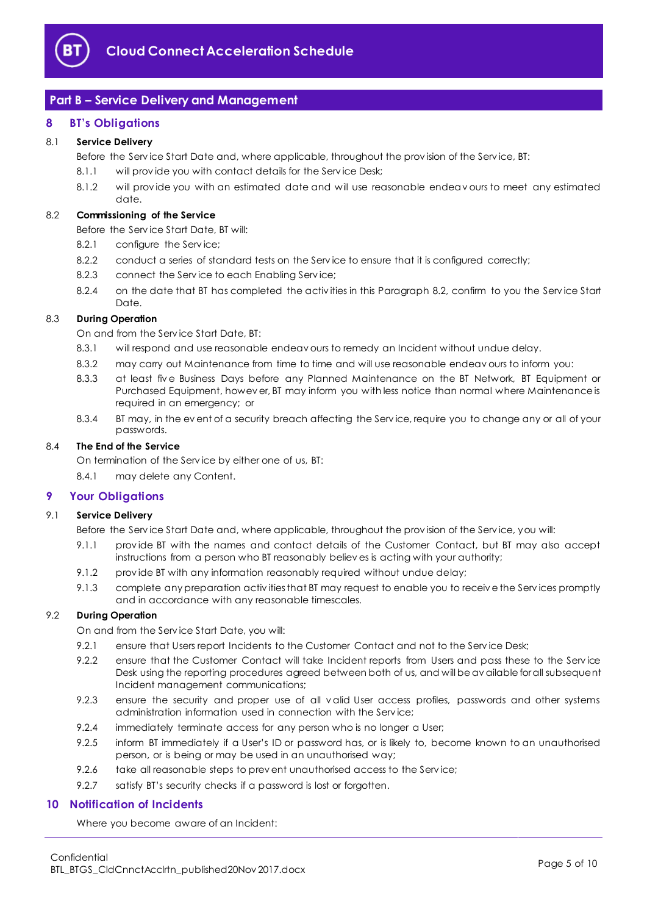## Part B – Service Delivery and Management

### 8 BT's Obligations

8.1 **Service Delivery**

Before the Service Start Date and, where applicable, throughout the provision of the Service, BT:

8.1.1 will provide you with contact details for the Service Desk;

8.1.2 will provide you with an estimated date and will use reasonable endeavours to meet any estimated date.

8.2 **Commissioning of the Service**

Before the Service Start Date, BT will:

8.2.1 configure the Service;

8.2.2 conduct a series of standard tests on the Service to ensure that it is configured correctly;

8.2.3 connect the Service to each Enabling Service;

8.2.4 on the date that BT has completed the activities in this Paragraph 8.2, confirm to you the Service Start Date.

8.3 **During Operation**

On and from the Service Start Date, BT:

8.3.1 will respond and use reasonable endeavours to remedy an Incident without undue delay.

8.3.2 may carry out Maintenance from time to time and will use reasonable endeavours to inform you:

8.3.3 at least five Business Days before any Planned Maintenance on the BT Network, BT Equipment or Purchased Equipment, however, BT may inform you with less notice than normal where Maintenance is required in an emergency; or

8.3.4 BT may, in the event of a security breach affecting the Service, require you to change any or all of your passwords.

8.4 **The End of the Service**

On termination of the Service by either one of us, BT:

8.4.1 may delete any Content.

### 9 Your Obligations

9.1 **Service Delivery**

Before the Service Start Date and, where applicable, throughout the provision of the Service, you will:

9.1.1 provide BT with the names and contact details of the Customer Contact, but BT may also accept instructions from a person who BT reasonably believes is acting with your authority;

9.1.2 provide BT with any information reasonably required without undue delay;

9.1.3 complete any preparation activities that BT may request to enable you to receive the Services promptly and in accordance with any reasonable timescales.

9.2 **During Operation**

On and from the Service Start Date, you will:

9.2.1 ensure that Users report Incidents to the Customer Contact and not to the Service Desk;

9.2.2 ensure that the Customer Contact will take Incident reports from Users and pass these to the Service Desk using the reporting procedures agreed between both of us, and will be available for all subsequent Incident management communications;

9.2.3 ensure the security and proper use of all valid User access profiles, passwords and other systems administration information used in connection with the Service;

9.2.4 immediately terminate access for any person who is no longer a User;

9.2.5 inform BT immediately if a User's ID or password has, or is likely to, become known to an unauthorised person, or is being or may be used in an unauthorised way;

9.2.6 take all reasonable steps to prevent unauthorised access to the Service;

9.2.7 satisfy BT's security checks if a password is lost or forgotten.

### 10 Notification of Incidents

Where you become aware of an Incident: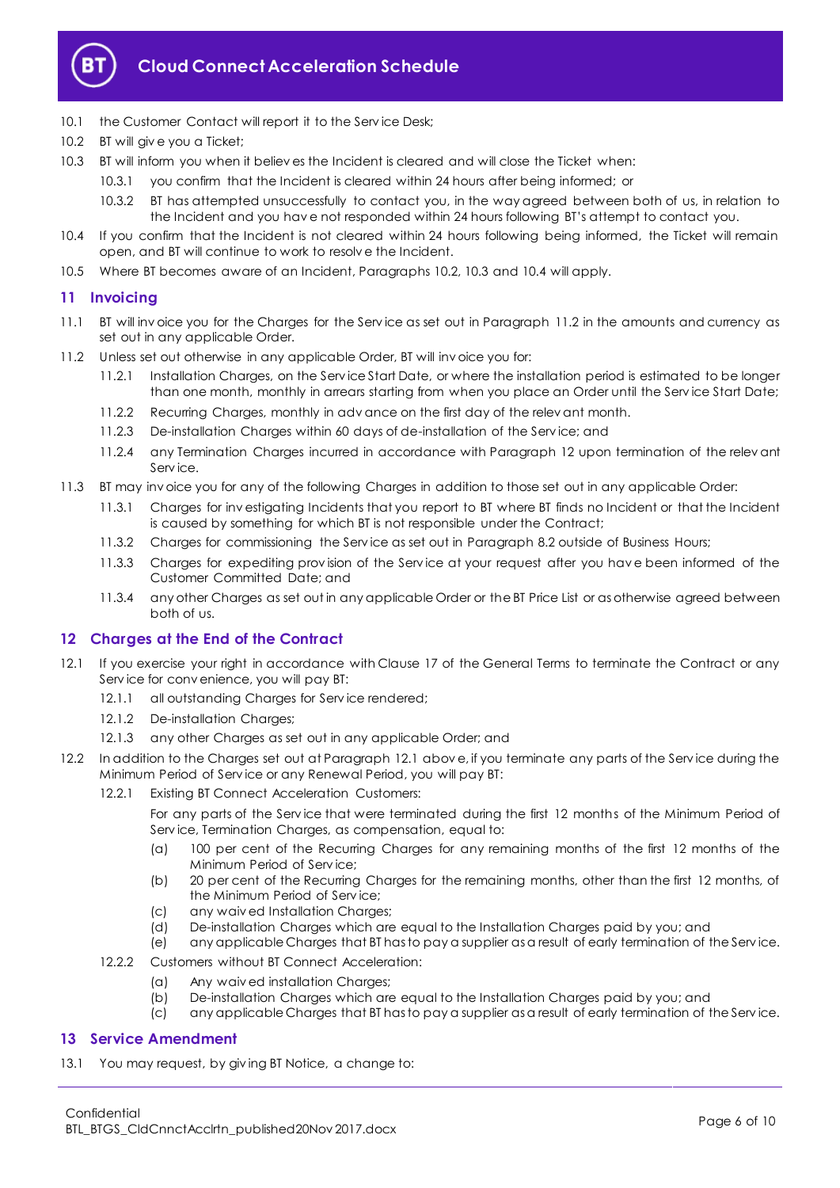10.1 the Customer Contact will report it to the Service Desk;

10.2 BT will give you a Ticket;

10.3 BT will inform you when it believes the Incident is cleared and will close the Ticket when:

10.3.1 you confirm that the Incident is cleared within 24 hours after being informed; or

10.3.2 BT has attempted unsuccessfully to contact you, in the way agreed between both of us, in relation to the Incident and you have not responded within 24 hours following BT's attempt to contact you.

10.4 If you confirm that the Incident is not cleared within 24 hours following being informed, the Ticket will remain open, and BT will continue to work to resolve the Incident.

10.5 Where BT becomes aware of an Incident, Paragraphs 10.2, 10.3 and 10.4 will apply.

## 11 Invoicing

11.1 BT will invoice you for the Charges for the Service as set out in Paragraph 11.2 in the amounts and currency as set out in any applicable Order.

11.2 Unless set out otherwise in any applicable Order, BT will invoice you for:

11.2.1 Installation Charges, on the Service Start Date, or where the installation period is estimated to be longer than one month, monthly in arrears starting from when you place an Order until the Service Start Date;

11.2.2 Recurring Charges, monthly in advance on the first day of the relevant month.

11.2.3 De-installation Charges within 60 days of de-installation of the Service; and

11.2.4 any Termination Charges incurred in accordance with Paragraph 12 upon termination of the relevant Service.

11.3 BT may invoice you for any of the following Charges in addition to those set out in any applicable Order:

11.3.1 Charges for investigating Incidents that you report to BT where BT finds no Incident or that the Incident is caused by something for which BT is not responsible under the Contract;

11.3.2 Charges for commissioning the Service as set out in Paragraph 8.2 outside of Business Hours;

11.3.3 Charges for expediting provision of the Service at your request after you have been informed of the Customer Committed Date; and

11.3.4 any other Charges as set out in any applicable Order or the BT Price List or as otherwise agreed between both of us.

## 12 Charges at the End of the Contract

12.1 If you exercise your right in accordance with Clause 17 of the General Terms to terminate the Contract or any Service for convenience, you will pay BT:

12.1.1 all outstanding Charges for Service rendered;

12.1.2 De-installation Charges;

12.1.3 any other Charges as set out in any applicable Order; and

12.2 In addition to the Charges set out at Paragraph 12.1 above, if you terminate any parts of the Service during the Minimum Period of Service or any Renewal Period, you will pay BT:

12.2.1 Existing BT Connect Acceleration Customers:

For any parts of the Service that were terminated during the first 12 months of the Minimum Period of Service, Termination Charges, as compensation, equal to:

(a) 100 per cent of the Recurring Charges for any remaining months of the first 12 months of the Minimum Period of Service;

(b) 20 per cent of the Recurring Charges for the remaining months, other than the first 12 months, of the Minimum Period of Service;

(c) any waived Installation Charges;

(d) De-installation Charges which are equal to the Installation Charges paid by you; and

(e) any applicable Charges that BT has to pay a supplier as a result of early termination of the Service.

12.2.2 Customers without BT Connect Acceleration:

(a) Any waived installation Charges;

(b) De-installation Charges which are equal to the Installation Charges paid by you; and

(c) any applicable Charges that BT has to pay a supplier as a result of early termination of the Service.

## 13 Service Amendment

13.1 You may request, by giving BT Notice, a change to: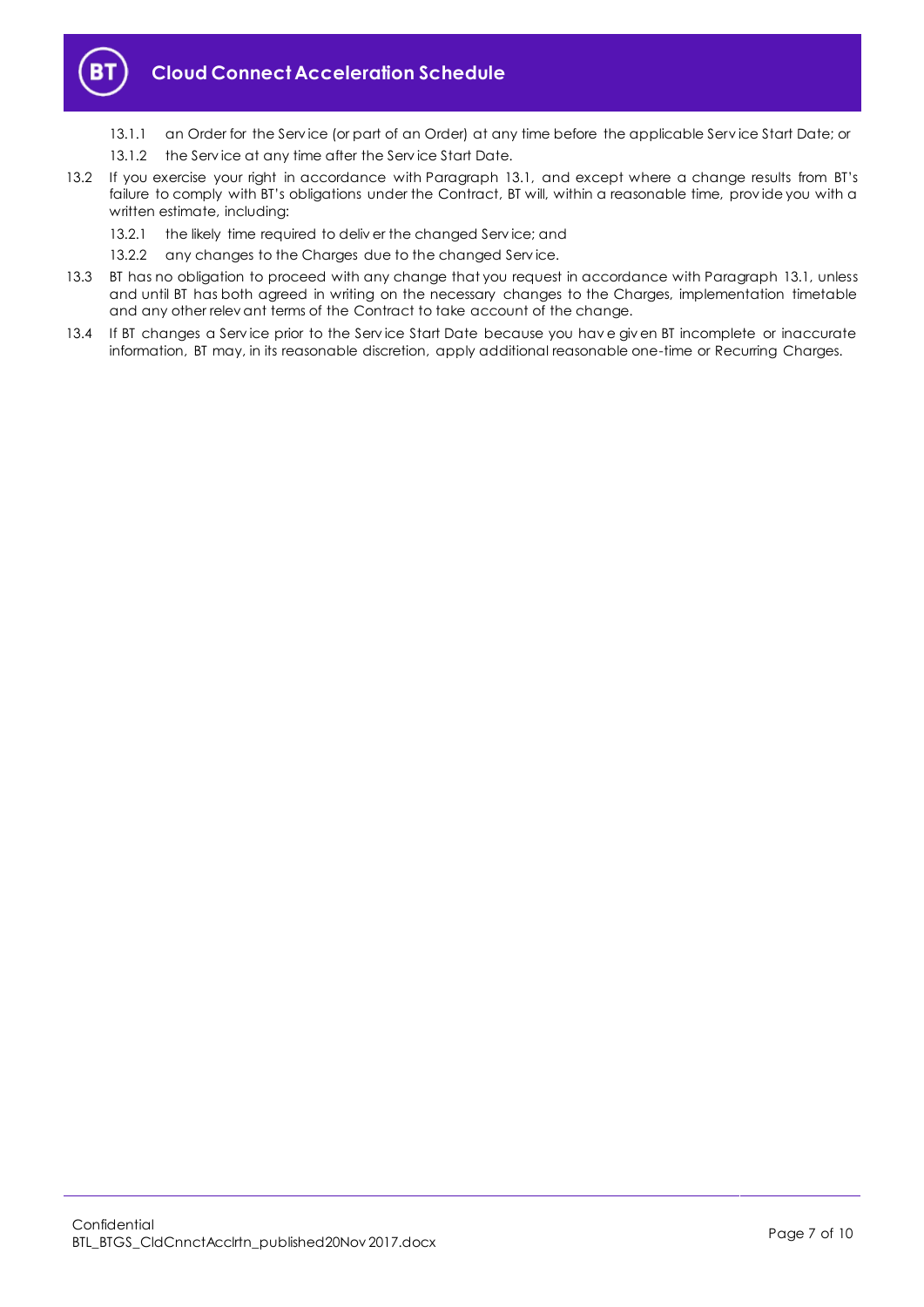13.1.1 an Order for the Service (or part of an Order) at any time before the applicable Service Start Date; or

13.1.2 the Service at any time after the Service Start Date.

13.2 If you exercise your right in accordance with Paragraph 13.1, and except where a change results from BT's failure to comply with BT's obligations under the Contract, BT will, within a reasonable time, provide you with a written estimate, including:

13.2.1 the likely time required to deliver the changed Service; and

13.2.2 any changes to the Charges due to the changed Service.

13.3 BT has no obligation to proceed with any change that you request in accordance with Paragraph 13.1, unless and until BT has both agreed in writing on the necessary changes to the Charges, implementation timetable and any other relevant terms of the Contract to take account of the change.

13.4 If BT changes a Service prior to the Service Start Date because you have given BT incomplete or inaccurate information, BT may, in its reasonable discretion, apply additional reasonable one-time or Recurring Charges.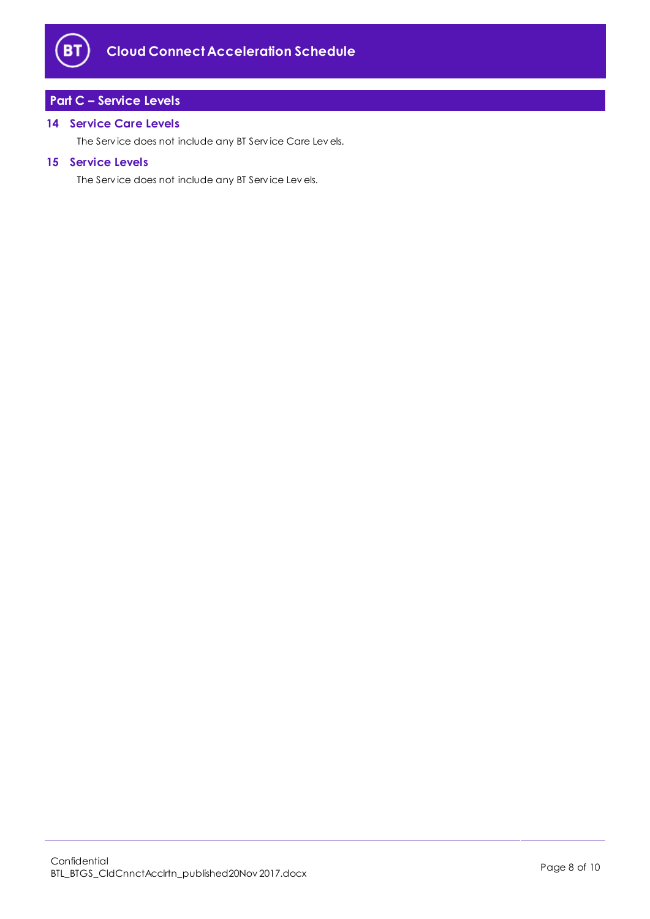## Part C – Service Levels

### 14 Service Care Levels

The Service does not include any BT Service Care Levels.

### 15 Service Levels

The Service does not include any BT Service Levels.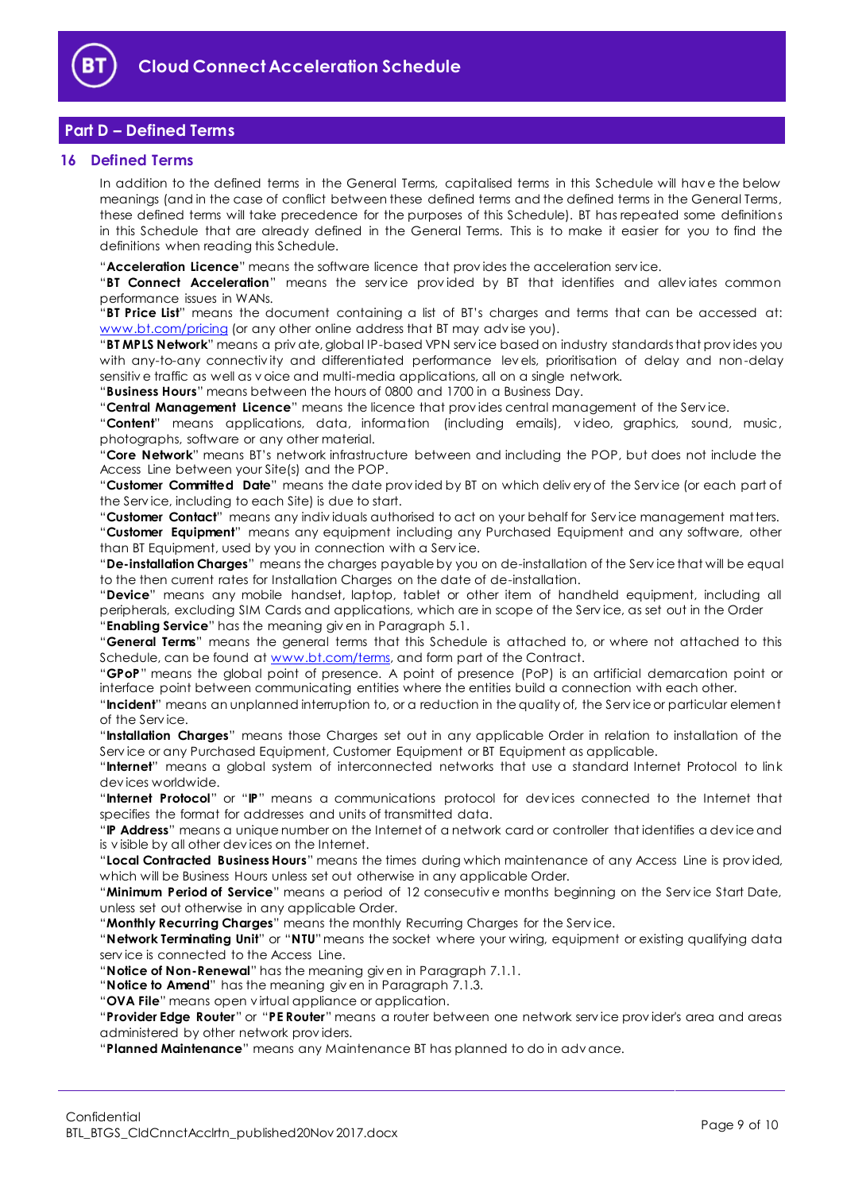## Part D – Defined Terms

### 16 Defined Terms

In addition to the defined terms in the General Terms, capitalised terms in this Schedule will have the below meanings (and in the case of conflict between these defined terms and the defined terms in the General Terms, these defined terms will take precedence for the purposes of this Schedule). BT has repeated some definitions in this Schedule that are already defined in the General Terms. This is to make it easier for you to find the definitions when reading this Schedule.

"**Acceleration Licence**" means the software licence that provides the acceleration service.

"**BT Connect Acceleration**" means the service provided by BT that identifies and alleviates common performance issues in WANs.

"**BT Price List**" means the document containing a list of BT's charges and terms that can be accessed at: www.bt.com/pricing (or any other online address that BT may advise you).

"**BT MPLS Network**" means a private, global IP-based VPN service based on industry standards that provides you with any-to-any connectivity and differentiated performance levels, prioritisation of delay and non-delay sensitive traffic as well as voice and multi-media applications, all on a single network.

"**Business Hours**" means between the hours of 0800 and 1700 in a Business Day.

"**Central Management Licence**" means the licence that provides central management of the Service.

"**Content**" means applications, data, information (including emails), video, graphics, sound, music, photographs, software or any other material.

"**Core Network**" means BT's network infrastructure between and including the POP, but does not include the Access Line between your Site(s) and the POP.

"**Customer Committed Date**" means the date provided by BT on which delivery of the Service (or each part of the Service, including to each Site) is due to start.

"**Customer Contact**" means any individuals authorised to act on your behalf for Service management matters.

"**Customer Equipment**" means any equipment including any Purchased Equipment and any software, other than BT Equipment, used by you in connection with a Service.

"**De-installation Charges**" means the charges payable by you on de-installation of the Service that will be equal to the then current rates for Installation Charges on the date of de-installation.

"**Device**" means any mobile handset, laptop, tablet or other item of handheld equipment, including all peripherals, excluding SIM Cards and applications, which are in scope of the Service, as set out in the Order

"**Enabling Service**" has the meaning given in Paragraph 5.1.

"**General Terms**" means the general terms that this Schedule is attached to, or where not attached to this Schedule, can be found at www.bt.com/terms, and form part of the Contract.

"**GPoP**" means the global point of presence. A point of presence (PoP) is an artificial demarcation point or interface point between communicating entities where the entities build a connection with each other.

"**Incident**" means an unplanned interruption to, or a reduction in the quality of, the Service or particular element of the Service.

"**Installation Charges**" means those Charges set out in any applicable Order in relation to installation of the Service or any Purchased Equipment, Customer Equipment or BT Equipment as applicable.

"**Internet**" means a global system of interconnected networks that use a standard Internet Protocol to link devices worldwide.

"**Internet Protocol**" or "**IP**" means a communications protocol for devices connected to the Internet that specifies the format for addresses and units of transmitted data.

"**IP Address**" means a unique number on the Internet of a network card or controller that identifies a device and is visible by all other devices on the Internet.

"**Local Contracted Business Hours**" means the times during which maintenance of any Access Line is provided, which will be Business Hours unless set out otherwise in any applicable Order.

"**Minimum Period of Service**" means a period of 12 consecutive months beginning on the Service Start Date, unless set out otherwise in any applicable Order.

"**Monthly Recurring Charges**" means the monthly Recurring Charges for the Service.

"**Network Terminating Unit**" or "**NTU**" means the socket where your wiring, equipment or existing qualifying data service is connected to the Access Line.

"**Notice of Non-Renewal**" has the meaning given in Paragraph 7.1.1.

"**Notice to Amend**" has the meaning given in Paragraph 7.1.3.

"**OVA File**" means open virtual appliance or application.

"**Provider Edge Router**" or "**PE Router**" means a router between one network service provider's area and areas administered by other network providers.

"**Planned Maintenance**" means any Maintenance BT has planned to do in advance.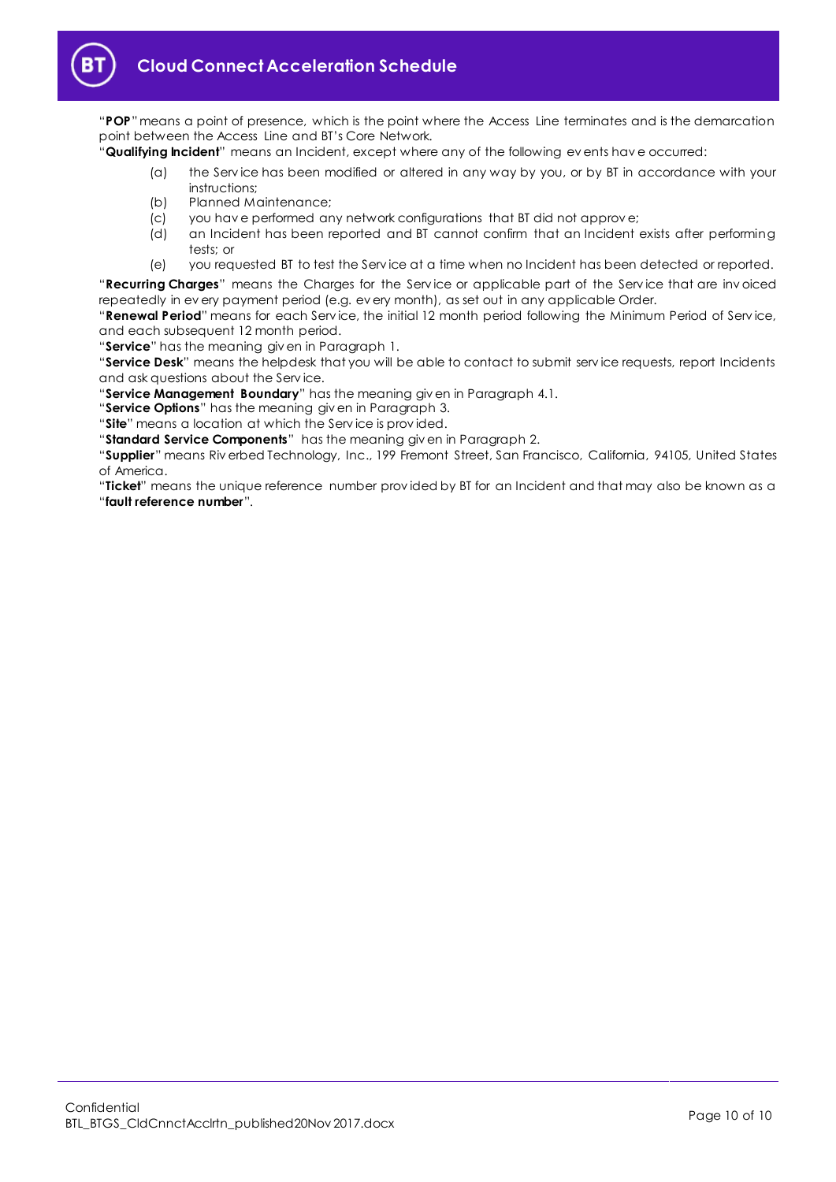"**POP**" means a point of presence, which is the point where the Access Line terminates and is the demarcation point between the Access Line and BT's Core Network.

"**Qualifying Incident**" means an Incident, except where any of the following events have occurred:

(a) the Service has been modified or altered in any way by you, or by BT in accordance with your instructions;

(b) Planned Maintenance;

(c) you have performed any network configurations that BT did not approve;

(d) an Incident has been reported and BT cannot confirm that an Incident exists after performing tests; or

(e) you requested BT to test the Service at a time when no Incident has been detected or reported.

"**Recurring Charges**" means the Charges for the Service or applicable part of the Service that are invoiced repeatedly in every payment period (e.g. every month), as set out in any applicable Order.

"**Renewal Period**" means for each Service, the initial 12 month period following the Minimum Period of Service, and each subsequent 12 month period.

"**Service**" has the meaning given in Paragraph 1.

"**Service Desk**" means the helpdesk that you will be able to contact to submit service requests, report Incidents and ask questions about the Service.

"**Service Management Boundary**" has the meaning given in Paragraph 4.1.

"**Service Options**" has the meaning given in Paragraph 3.

"**Site**" means a location at which the Service is provided.

"**Standard Service Components**" has the meaning given in Paragraph 2.

"**Supplier**" means Riverbed Technology, Inc., 199 Fremont Street, San Francisco, California, 94105, United States of America.

"**Ticket**" means the unique reference number provided by BT for an Incident and that may also be known as a "**fault reference number**".